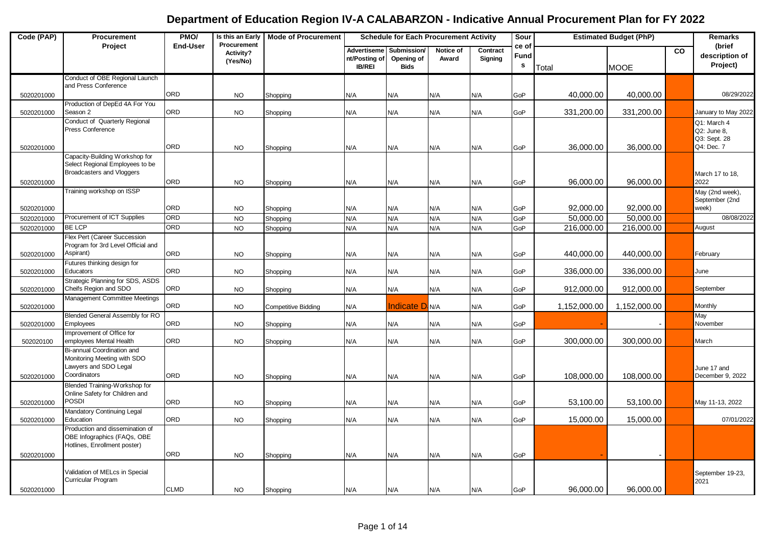# Department of Education Region IV-A CALABARZON - Indicative Annual Procurement Plan for FY 2022

| Code (PAP) | Procurement Project | PMO/ End-User | Is this an Early Procurement Activity? (Yes/No) | Mode of Procurement | Schedule for Each Procurement Activity | | | | Source of Funds | Estimated Budget (PhP) | | | Remarks (brief description of Project) |
|---|---|---|---|---|---|---|---|---|---|---|---|---|---|
| | | | | | Advertisement/Posting of IB/REI | Submission/ Opening of Bids | Notice of Award | Contract Signing | | Total | MOOE | CO | |
| 5020201000 | Conduct of OBE Regional Launch and Press Conference | ORD | NO | Shopping | N/A | N/A | N/A | N/A | GoP | 40,000.00 | 40,000.00 | | 08/29/2022 |
| 5020201000 | Production of DepEd 4A For You Season 2 | ORD | NO | Shopping | N/A | N/A | N/A | N/A | GoP | 331,200.00 | 331,200.00 | | January to May 2022 |
| 5020201000 | Conduct of Quarterly Regional Press Conference | ORD | NO | Shopping | N/A | N/A | N/A | N/A | GoP | 36,000.00 | 36,000.00 | | Q1: March 4 Q2: June 8, Q3: Sept. 28 Q4: Dec. 7 |
| 5020201000 | Capacity-Building Workshop for Select Regional Employees to be Broadcasters and Vloggers | ORD | NO | Shopping | N/A | N/A | N/A | N/A | GoP | 96,000.00 | 96,000.00 | | March 17 to 18, 2022 |
| 5020201000 | Training workshop on ISSP | ORD | NO | Shopping | N/A | N/A | N/A | N/A | GoP | 92,000.00 | 92,000.00 | | May (2nd week), September (2nd week) |
| 5020201000 | Procurement of ICT Supplies | ORD | NO | Shopping | N/A | N/A | N/A | N/A | GoP | 50,000.00 | 50,000.00 | | 08/08/2022 |
| 5020201000 | BE LCP | ORD | NO | Shopping | N/A | N/A | N/A | N/A | GoP | 216,000.00 | 216,000.00 | | August |
| 5020201000 | Flex Pert (Career Succession Program for 3rd Level Official and Aspirant) | ORD | NO | Shopping | N/A | N/A | N/A | N/A | GoP | 440,000.00 | 440,000.00 | | February |
| 5020201000 | Futures thinking design for Educators | ORD | NO | Shopping | N/A | N/A | N/A | N/A | GoP | 336,000.00 | 336,000.00 | | June |
| 5020201000 | Strategic Planning for SDS, ASDS Cheifs Region and SDO | ORD | NO | Shopping | N/A | N/A | N/A | N/A | GoP | 912,000.00 | 912,000.00 | | September |
| 5020201000 | Management Committee Meetings | ORD | NO | Competitive Bidding | N/A | Indicate D | N/A | N/A | GoP | 1,152,000.00 | 1,152,000.00 | | Monthly |
| 5020201000 | Blended General Assembly for RO Employees | ORD | NO | Shopping | N/A | N/A | N/A | N/A | GoP | - | - | | May November |
| 502020100 | Improvement of Office for employees Mental Health | ORD | NO | Shopping | N/A | N/A | N/A | N/A | GoP | 300,000.00 | 300,000.00 | | March |
| 5020201000 | Bi-annual Coordination and Monitoring Meeting with SDO Lawyers and SDO Legal Coordinators | ORD | NO | Shopping | N/A | N/A | N/A | N/A | GoP | 108,000.00 | 108,000.00 | | June 17 and December 9, 2022 |
| 5020201000 | Blended Training-Workshop for Online Safety for Children and POSDI | ORD | NO | Shopping | N/A | N/A | N/A | N/A | GoP | 53,100.00 | 53,100.00 | | May 11-13, 2022 |
| 5020201000 | Mandatory Continuing Legal Education | ORD | NO | Shopping | N/A | N/A | N/A | N/A | GoP | 15,000.00 | 15,000.00 | | 07/01/2022 |
| 5020201000 | Production and dissemination of OBE Infographics (FAQs, OBE Hotlines, Enrollment poster) | ORD | NO | Shopping | N/A | N/A | N/A | N/A | GoP | - | - | | |
| 5020201000 | Validation of MELcs in Special Curricular Program | CLMD | NO | Shopping | N/A | N/A | N/A | N/A | GoP | 96,000.00 | 96,000.00 | | September 19-23, 2021 |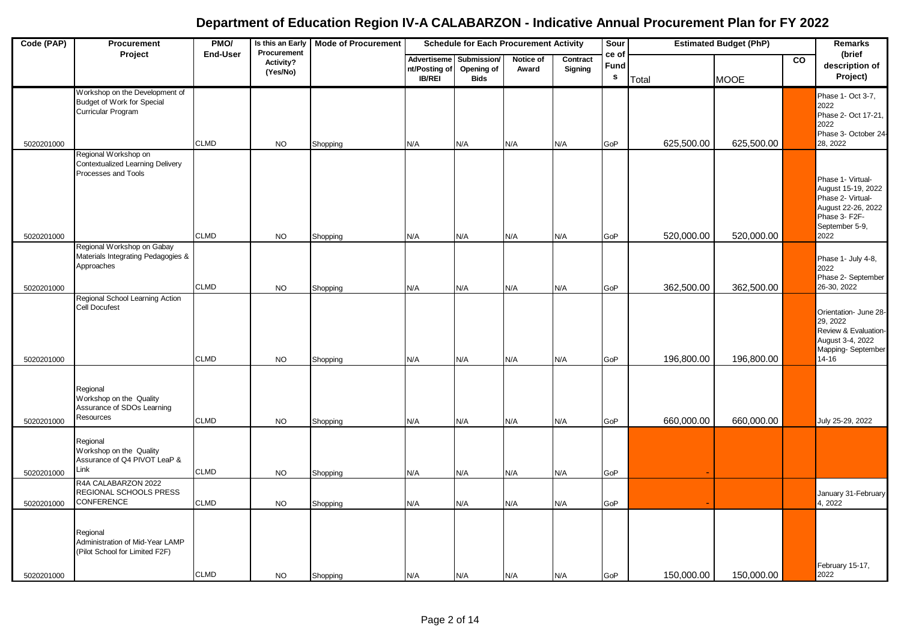# Department of Education Region IV-A CALABARZON - Indicative Annual Procurement Plan for FY 2022

| Code (PAP) | Procurement Project | PMO/ End-User | Is this an Early Procurement Activity? (Yes/No) | Mode of Procurement | Schedule for Each Procurement Activity | | | | Source of Funds | Estimated Budget (PhP) | | | Remarks (brief description of Project) |
|---|---|---|---|---|---|---|---|---|---|---|---|---|---|
| | | | | | Advertisement/Posting of IB/REI | Submission/ Opening of Bids | Notice of Award | Contract Signing | | Total | MOOE | CO | |
| 5020201000 | Workshop on the Development of Budget of Work for Special Curricular Program | CLMD | NO | Shopping | N/A | N/A | N/A | N/A | GoP | 625,500.00 | 625,500.00 | | Phase 1- Oct 3-7, 2022 Phase 2- Oct 17-21, 2022 Phase 3- October 24-28, 2022 |
| 5020201000 | Regional Workshop on Contextualized Learning Delivery Processes and Tools | CLMD | NO | Shopping | N/A | N/A | N/A | N/A | GoP | 520,000.00 | 520,000.00 | | Phase 1- Virtual- August 15-19, 2022 Phase 2- Virtual- August 22-26, 2022 Phase 3- F2F- September 5-9, 2022 |
| 5020201000 | Regional Workshop on Gabay Materials Integrating Pedagogies & Approaches | CLMD | NO | Shopping | N/A | N/A | N/A | N/A | GoP | 362,500.00 | 362,500.00 | | Phase 1- July 4-8, 2022 Phase 2- September 26-30, 2022 |
| 5020201000 | Regional School Learning Action Cell Docufest | CLMD | NO | Shopping | N/A | N/A | N/A | N/A | GoP | 196,800.00 | 196,800.00 | | Orientation- June 28-29, 2022 Review & Evaluation- August 3-4, 2022 Mapping- September 14-16 |
| 5020201000 | Regional Workshop on the Quality Assurance of SDOs Learning Resources | CLMD | NO | Shopping | N/A | N/A | N/A | N/A | GoP | 660,000.00 | 660,000.00 | | July 25-29, 2022 |
| 5020201000 | Regional Workshop on the Quality Assurance of Q4 PIVOT LeaP & Link | CLMD | NO | Shopping | N/A | N/A | N/A | N/A | GoP | - | | | |
| 5020201000 | R4A CALABARZON 2022 REGIONAL SCHOOLS PRESS CONFERENCE | CLMD | NO | Shopping | N/A | N/A | N/A | N/A | GoP | - | | | January 31-February 4, 2022 |
| 5020201000 | Regional Administration of Mid-Year LAMP (Pilot School for Limited F2F) | CLMD | NO | Shopping | N/A | N/A | N/A | N/A | GoP | 150,000.00 | 150,000.00 | | February 15-17, 2022 |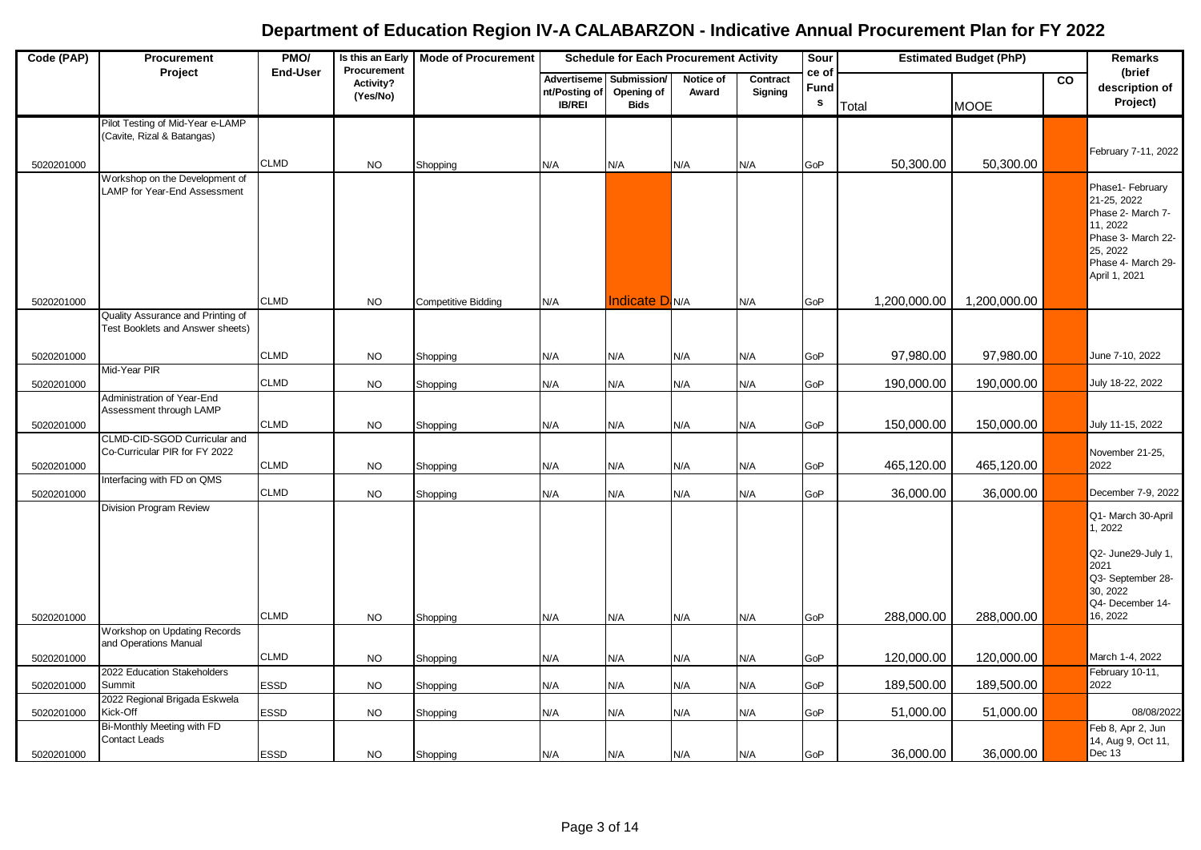# Department of Education Region IV-A CALABARZON - Indicative Annual Procurement Plan for FY 2022

| Code (PAP) | Procurement Project | PMO/ End-User | Is this an Early Procurement Activity? (Yes/No) | Mode of Procurement | Schedule for Each Procurement Activity | | | | Source of Funds | Estimated Budget (PhP) | | | Remarks (brief description of Project) |
|---|---|---|---|---|---|---|---|---|---|---|---|---|---|
| | | | | | Advertisement/Posting of IB/REI | Submission/ Opening of Bids | Notice of Award | Contract Signing | | Total | MOOE | CO | |
| 5020201000 | Pilot Testing of Mid-Year e-LAMP (Cavite, Rizal & Batangas) | CLMD | NO | Shopping | N/A | N/A | N/A | N/A | GoP | 50,300.00 | 50,300.00 | | February 7-11, 2022 |
| 5020201000 | Workshop on the Development of LAMP for Year-End Assessment | CLMD | NO | Competitive Bidding | N/A | Indicate D | N/A | N/A | GoP | 1,200,000.00 | 1,200,000.00 | | Phase1- February 21-25, 2022 Phase 2- March 7-11, 2022 Phase 3- March 22-25, 2022 Phase 4- March 29-April 1, 2021 |
| 5020201000 | Quality Assurance and Printing of Test Booklets and Answer sheets) | CLMD | NO | Shopping | N/A | N/A | N/A | N/A | GoP | 97,980.00 | 97,980.00 | | June 7-10, 2022 |
| 5020201000 | Mid-Year PIR | CLMD | NO | Shopping | N/A | N/A | N/A | N/A | GoP | 190,000.00 | 190,000.00 | | July 18-22, 2022 |
| 5020201000 | Administration of Year-End Assessment through LAMP | CLMD | NO | Shopping | N/A | N/A | N/A | N/A | GoP | 150,000.00 | 150,000.00 | | July 11-15, 2022 |
| 5020201000 | CLMD-CID-SGOD Curricular and Co-Curricular PIR for FY 2022 | CLMD | NO | Shopping | N/A | N/A | N/A | N/A | GoP | 465,120.00 | 465,120.00 | | November 21-25, 2022 |
| 5020201000 | Interfacing with FD on QMS | CLMD | NO | Shopping | N/A | N/A | N/A | N/A | GoP | 36,000.00 | 36,000.00 | | December 7-9, 2022 |
| 5020201000 | Division Program Review | CLMD | NO | Shopping | N/A | N/A | N/A | N/A | GoP | 288,000.00 | 288,000.00 | | Q1- March 30-April 1, 2022 Q2- June29-July 1, 2021 Q3- September 28-30, 2022 Q4- December 14-16, 2022 |
| 5020201000 | Workshop on Updating Records and Operations Manual | CLMD | NO | Shopping | N/A | N/A | N/A | N/A | GoP | 120,000.00 | 120,000.00 | | March 1-4, 2022 |
| 5020201000 | 2022 Education Stakeholders Summit | ESSD | NO | Shopping | N/A | N/A | N/A | N/A | GoP | 189,500.00 | 189,500.00 | | February 10-11, 2022 |
| 5020201000 | 2022 Regional Brigada Eskwela Kick-Off | ESSD | NO | Shopping | N/A | N/A | N/A | N/A | GoP | 51,000.00 | 51,000.00 | | 08/08/2022 |
| 5020201000 | Bi-Monthly Meeting with FD Contact Leads | ESSD | NO | Shopping | N/A | N/A | N/A | N/A | GoP | 36,000.00 | 36,000.00 | | Feb 8, Apr 2, Jun 14, Aug 9, Oct 11, Dec 13 |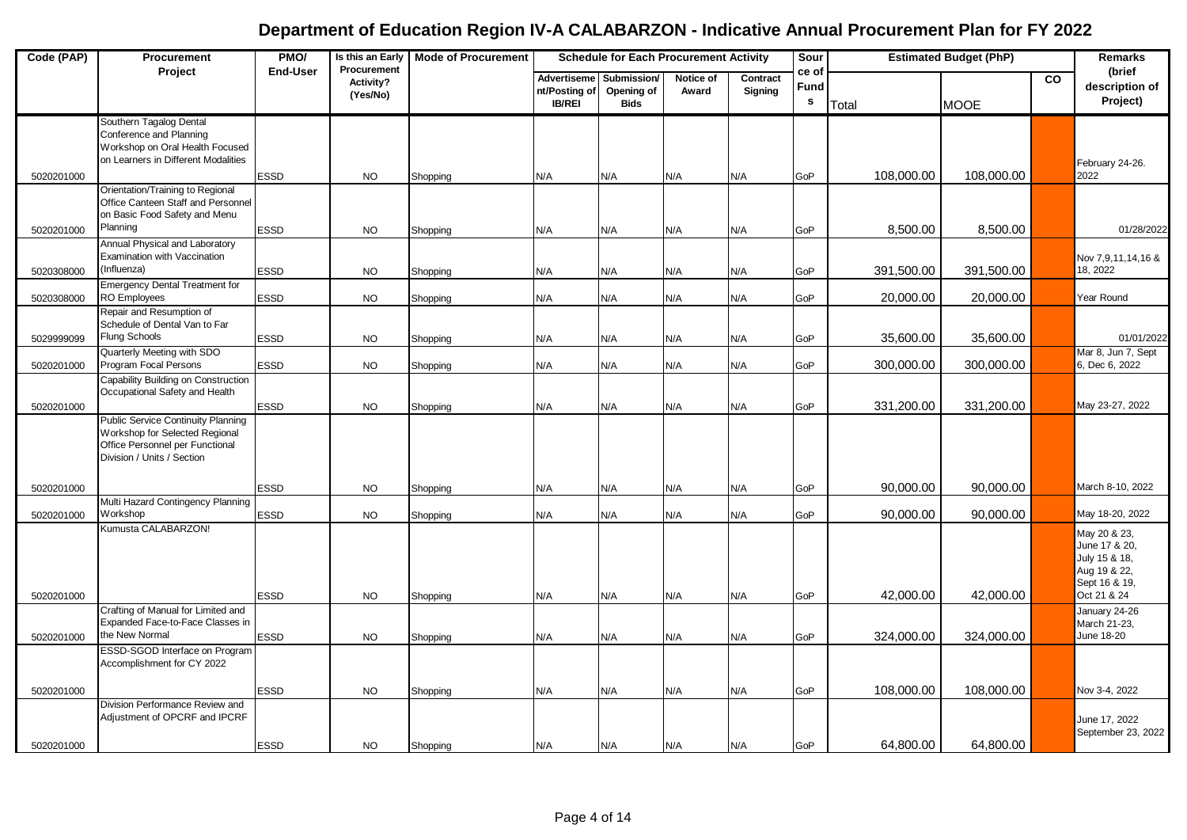# Department of Education Region IV-A CALABARZON - Indicative Annual Procurement Plan for FY 2022

| Code (PAP) | Procurement Project | PMO/ End-User | Is this an Early Procurement Activity? (Yes/No) | Mode of Procurement | Schedule for Each Procurement Activity | | | | Source of Funds | Estimated Budget (PhP) | | | Remarks (brief description of Project) |
|---|---|---|---|---|---|---|---|---|---|---|---|---|---|
| | | | | | Advertisement/Posting of IB/REI | Submission/ Opening of Bids | Notice of Award | Contract Signing | | Total | MOOE | CO | |
| 5020201000 | Southern Tagalog Dental Conference and Planning Workshop on Oral Health Focused on Learners in Different Modalities | ESSD | NO | Shopping | N/A | N/A | N/A | N/A | GoP | 108,000.00 | 108,000.00 | | February 24-26. 2022 |
| 5020201000 | Orientation/Training to Regional Office Canteen Staff and Personnel on Basic Food Safety and Menu Planning | ESSD | NO | Shopping | N/A | N/A | N/A | N/A | GoP | 8,500.00 | 8,500.00 | | 01/28/2022 |
| 5020308000 | Annual Physical and Laboratory Examination with Vaccination (Influenza) | ESSD | NO | Shopping | N/A | N/A | N/A | N/A | GoP | 391,500.00 | 391,500.00 | | Nov 7,9,11,14,16 & 18, 2022 |
| 5020308000 | Emergency Dental Treatment for RO Employees | ESSD | NO | Shopping | N/A | N/A | N/A | N/A | GoP | 20,000.00 | 20,000.00 | | Year Round |
| 5029999099 | Repair and Resumption of Schedule of Dental Van to Far Flung Schools | ESSD | NO | Shopping | N/A | N/A | N/A | N/A | GoP | 35,600.00 | 35,600.00 | | 01/01/2022 |
| 5020201000 | Quarterly Meeting with SDO Program Focal Persons | ESSD | NO | Shopping | N/A | N/A | N/A | N/A | GoP | 300,000.00 | 300,000.00 | | Mar 8, Jun 7, Sept 6, Dec 6, 2022 |
| 5020201000 | Capability Building on Construction Occupational Safety and Health | ESSD | NO | Shopping | N/A | N/A | N/A | N/A | GoP | 331,200.00 | 331,200.00 | | May 23-27, 2022 |
| 5020201000 | Public Service Continuity Planning Workshop for Selected Regional Office Personnel per Functional Division / Units / Section | ESSD | NO | Shopping | N/A | N/A | N/A | N/A | GoP | 90,000.00 | 90,000.00 | | March 8-10, 2022 |
| 5020201000 | Multi Hazard Contingency Planning Workshop | ESSD | NO | Shopping | N/A | N/A | N/A | N/A | GoP | 90,000.00 | 90,000.00 | | May 18-20, 2022 |
| 5020201000 | Kumusta CALABARZON! | ESSD | NO | Shopping | N/A | N/A | N/A | N/A | GoP | 42,000.00 | 42,000.00 | | May 20 & 23, June 17 & 20, July 15 & 18, Aug 19 & 22, Sept 16 & 19, Oct 21 & 24 |
| 5020201000 | Crafting of Manual for Limited and Expanded Face-to-Face Classes in the New Normal | ESSD | NO | Shopping | N/A | N/A | N/A | N/A | GoP | 324,000.00 | 324,000.00 | | January 24-26 March 21-23, June 18-20 |
| 5020201000 | ESSD-SGOD Interface on Program Accomplishment for CY 2022 | ESSD | NO | Shopping | N/A | N/A | N/A | N/A | GoP | 108,000.00 | 108,000.00 | | Nov 3-4, 2022 |
| 5020201000 | Division Performance Review and Adjustment of OPCRF and IPCRF | ESSD | NO | Shopping | N/A | N/A | N/A | N/A | GoP | 64,800.00 | 64,800.00 | | June 17, 2022 September 23, 2022 |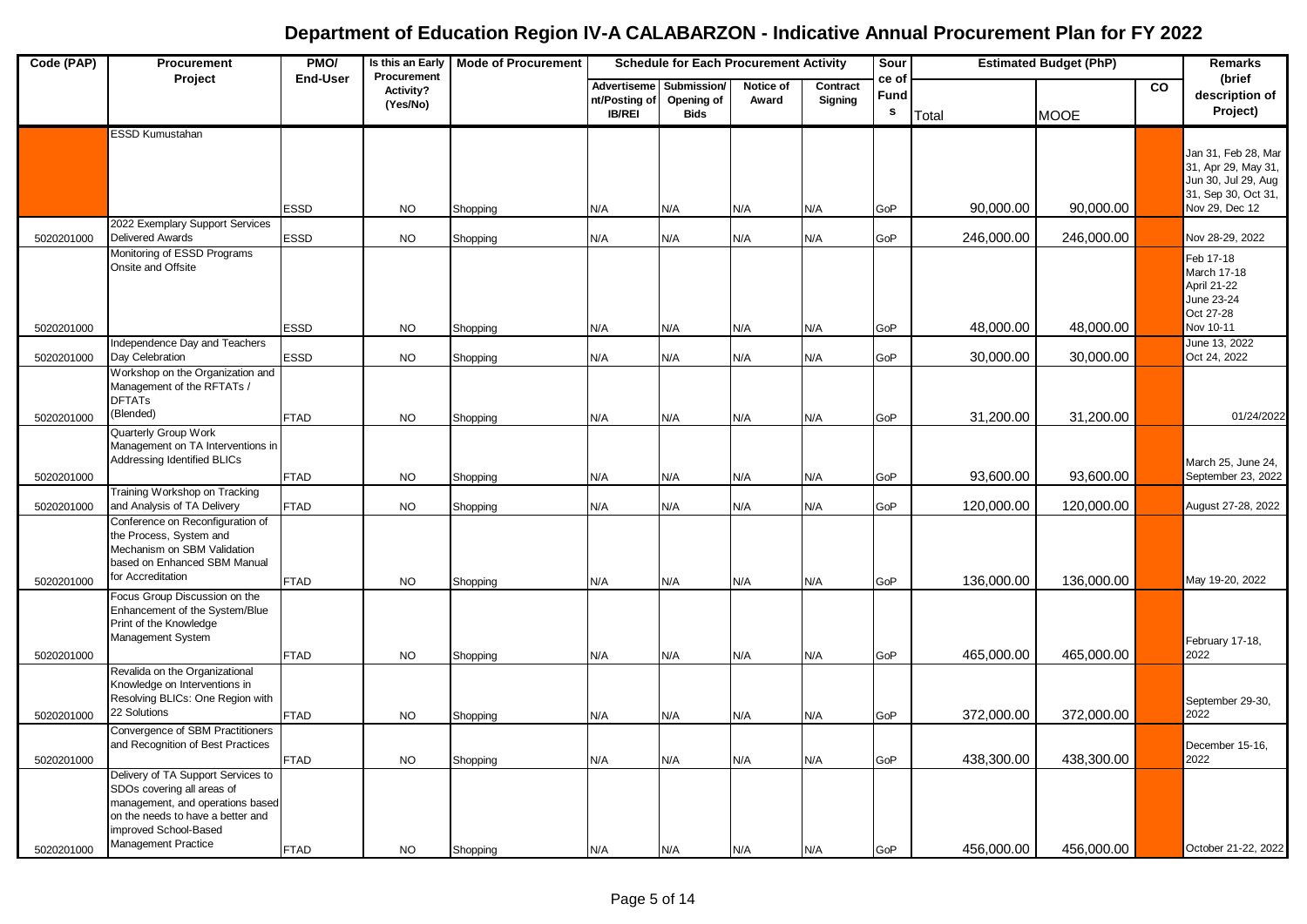# Department of Education Region IV-A CALABARZON - Indicative Annual Procurement Plan for FY 2022

| Code (PAP) | Procurement Project | PMO/ End-User | Is this an Early Procurement Activity? (Yes/No) | Mode of Procurement | Schedule for Each Procurement Activity | | | | Source of Funds | Estimated Budget (PhP) | | | Remarks (brief description of Project) |
|---|---|---|---|---|---|---|---|---|---|---|---|---|---|
| | | | | | Advertisement/Posting of IB/REI | Submission/ Opening of Bids | Notice of Award | Contract Signing | | Total | MOOE | CO | |
| | ESSD Kumustahan | ESSD | NO | Shopping | N/A | N/A | N/A | N/A | GoP | 90,000.00 | 90,000.00 | | Jan 31, Feb 28, Mar 31, Apr 29, May 31, Jun 30, Jul 29, Aug 31, Sep 30, Oct 31, Nov 29, Dec 12 |
| 5020201000 | 2022 Exemplary Support Services Delivered Awards | ESSD | NO | Shopping | N/A | N/A | N/A | N/A | GoP | 246,000.00 | 246,000.00 | | Nov 28-29, 2022 |
| 5020201000 | Monitoring of ESSD Programs Onsite and Offsite | ESSD | NO | Shopping | N/A | N/A | N/A | N/A | GoP | 48,000.00 | 48,000.00 | | Feb 17-18 March 17-18 April 21-22 June 23-24 Oct 27-28 Nov 10-11 |
| 5020201000 | Independence Day and Teachers Day Celebration | ESSD | NO | Shopping | N/A | N/A | N/A | N/A | GoP | 30,000.00 | 30,000.00 | | June 13, 2022 Oct 24, 2022 |
| 5020201000 | Workshop on the Organization and Management of the RFTATs / DFTATs (Blended) | FTAD | NO | Shopping | N/A | N/A | N/A | N/A | GoP | 31,200.00 | 31,200.00 | | 01/24/2022 |
| 5020201000 | Quarterly Group Work Management on TA Interventions in Addressing Identified BLICs | FTAD | NO | Shopping | N/A | N/A | N/A | N/A | GoP | 93,600.00 | 93,600.00 | | March 25, June 24, September 23, 2022 |
| 5020201000 | Training Workshop on Tracking and Analysis of TA Delivery | FTAD | NO | Shopping | N/A | N/A | N/A | N/A | GoP | 120,000.00 | 120,000.00 | | August 27-28, 2022 |
| 5020201000 | Conference on Reconfiguration of the Process, System and Mechanism on SBM Validation based on Enhanced SBM Manual for Accreditation | FTAD | NO | Shopping | N/A | N/A | N/A | N/A | GoP | 136,000.00 | 136,000.00 | | May 19-20, 2022 |
| 5020201000 | Focus Group Discussion on the Enhancement of the System/Blue Print of the Knowledge Management System | FTAD | NO | Shopping | N/A | N/A | N/A | N/A | GoP | 465,000.00 | 465,000.00 | | February 17-18, 2022 |
| 5020201000 | Revalida on the Organizational Knowledge on Interventions in Resolving BLICs: One Region with 22 Solutions | FTAD | NO | Shopping | N/A | N/A | N/A | N/A | GoP | 372,000.00 | 372,000.00 | | September 29-30, 2022 |
| 5020201000 | Convergence of SBM Practitioners and Recognition of Best Practices | FTAD | NO | Shopping | N/A | N/A | N/A | N/A | GoP | 438,300.00 | 438,300.00 | | December 15-16, 2022 |
| 5020201000 | Delivery of TA Support Services to SDOs covering all areas of management, and operations based on the needs to have a better and improved School-Based Management Practice | FTAD | NO | Shopping | N/A | N/A | N/A | N/A | GoP | 456,000.00 | 456,000.00 | | October 21-22, 2022 |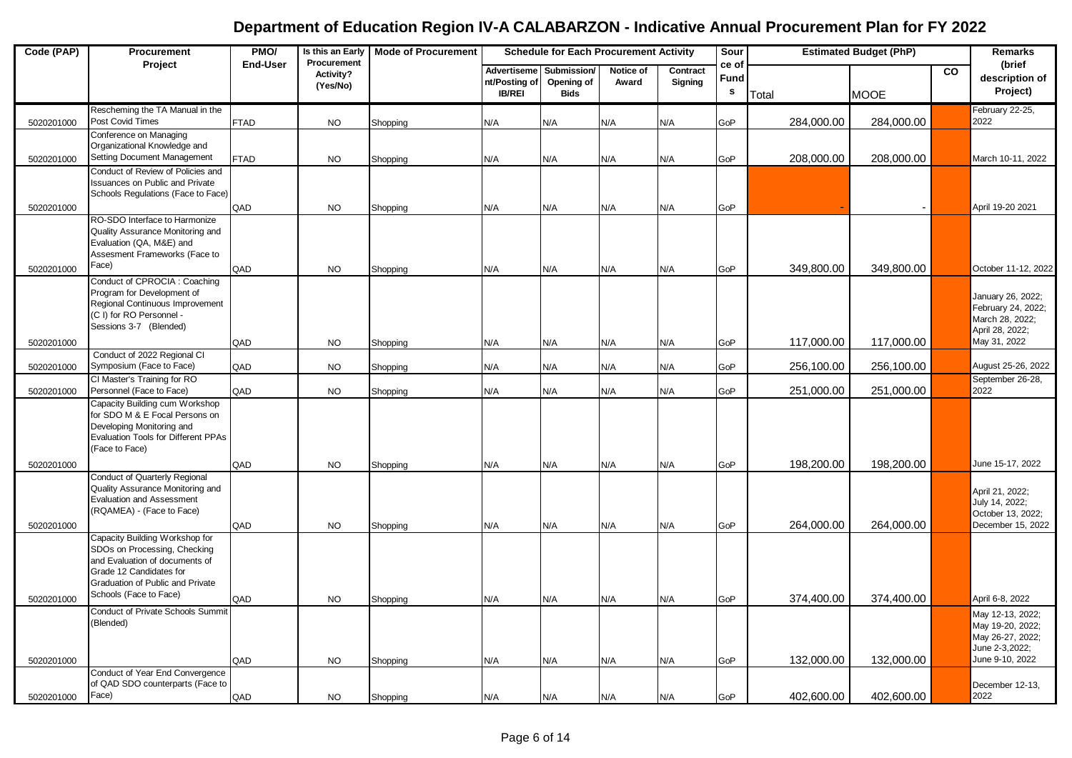# Department of Education Region IV-A CALABARZON - Indicative Annual Procurement Plan for FY 2022

| Code (PAP) | Procurement Project | PMO/ End-User | Is this an Early Procurement Activity? (Yes/No) | Mode of Procurement | Schedule for Each Procurement Activity | | | | Source of Funds | Estimated Budget (PhP) | | | Remarks (brief description of Project) |
|---|---|---|---|---|---|---|---|---|---|---|---|---|---|
| | | | | | Advertisement/Posting of IB/REI | Submission/ Opening of Bids | Notice of Award | Contract Signing | | Total | MOOE | CO | |
| 5020201000 | Rescheming the TA Manual in the Post Covid Times | FTAD | NO | Shopping | N/A | N/A | N/A | N/A | GoP | 284,000.00 | 284,000.00 | | February 22-25, 2022 |
| 5020201000 | Conference on Managing Organizational Knowledge and Setting Document Management | FTAD | NO | Shopping | N/A | N/A | N/A | N/A | GoP | 208,000.00 | 208,000.00 | | March 10-11, 2022 |
| 5020201000 | Conduct of Review of Policies and Issuances on Public and Private Schools Regulations (Face to Face) | QAD | NO | Shopping | N/A | N/A | N/A | N/A | GoP | - | - | | April 19-20 2021 |
| 5020201000 | RO-SDO Interface to Harmonize Quality Assurance Monitoring and Evaluation (QA, M&E) and Assesment Frameworks (Face to Face) | QAD | NO | Shopping | N/A | N/A | N/A | N/A | GoP | 349,800.00 | 349,800.00 | | October 11-12, 2022 |
| 5020201000 | Conduct of CPROCIA : Coaching Program for Development of Regional Continuous Improvement (C I) for RO Personnel - Sessions 3-7 (Blended) | QAD | NO | Shopping | N/A | N/A | N/A | N/A | GoP | 117,000.00 | 117,000.00 | | January 26, 2022; February 24, 2022; March 28, 2022; April 28, 2022; May 31, 2022 |
| 5020201000 | Conduct of 2022 Regional CI Symposium (Face to Face) | QAD | NO | Shopping | N/A | N/A | N/A | N/A | GoP | 256,100.00 | 256,100.00 | | August 25-26, 2022 |
| 5020201000 | CI Master's Training for RO Personnel (Face to Face) | QAD | NO | Shopping | N/A | N/A | N/A | N/A | GoP | 251,000.00 | 251,000.00 | | September 26-28, 2022 |
| 5020201000 | Capacity Building cum Workshop for SDO M & E Focal Persons on Developing Monitoring and Evaluation Tools for Different PPAs (Face to Face) | QAD | NO | Shopping | N/A | N/A | N/A | N/A | GoP | 198,200.00 | 198,200.00 | | June 15-17, 2022 |
| 5020201000 | Conduct of Quarterly Regional Quality Assurance Monitoring and Evaluation and Assessment (RQAMEA) - (Face to Face) | QAD | NO | Shopping | N/A | N/A | N/A | N/A | GoP | 264,000.00 | 264,000.00 | | April 21, 2022; July 14, 2022; October 13, 2022; December 15, 2022 |
| 5020201000 | Capacity Building Workshop for SDOs on Processing, Checking and Evaluation of documents of Grade 12 Candidates for Graduation of Public and Private Schools (Face to Face) | QAD | NO | Shopping | N/A | N/A | N/A | N/A | GoP | 374,400.00 | 374,400.00 | | April 6-8, 2022 |
| 5020201000 | Conduct of Private Schools Summit (Blended) | QAD | NO | Shopping | N/A | N/A | N/A | N/A | GoP | 132,000.00 | 132,000.00 | | May 12-13, 2022; May 19-20, 2022; May 26-27, 2022; June 2-3,2022; June 9-10, 2022 |
| 5020201000 | Conduct of Year End Convergence of QAD SDO counterparts (Face to Face) | QAD | NO | Shopping | N/A | N/A | N/A | N/A | GoP | 402,600.00 | 402,600.00 | | December 12-13, 2022 |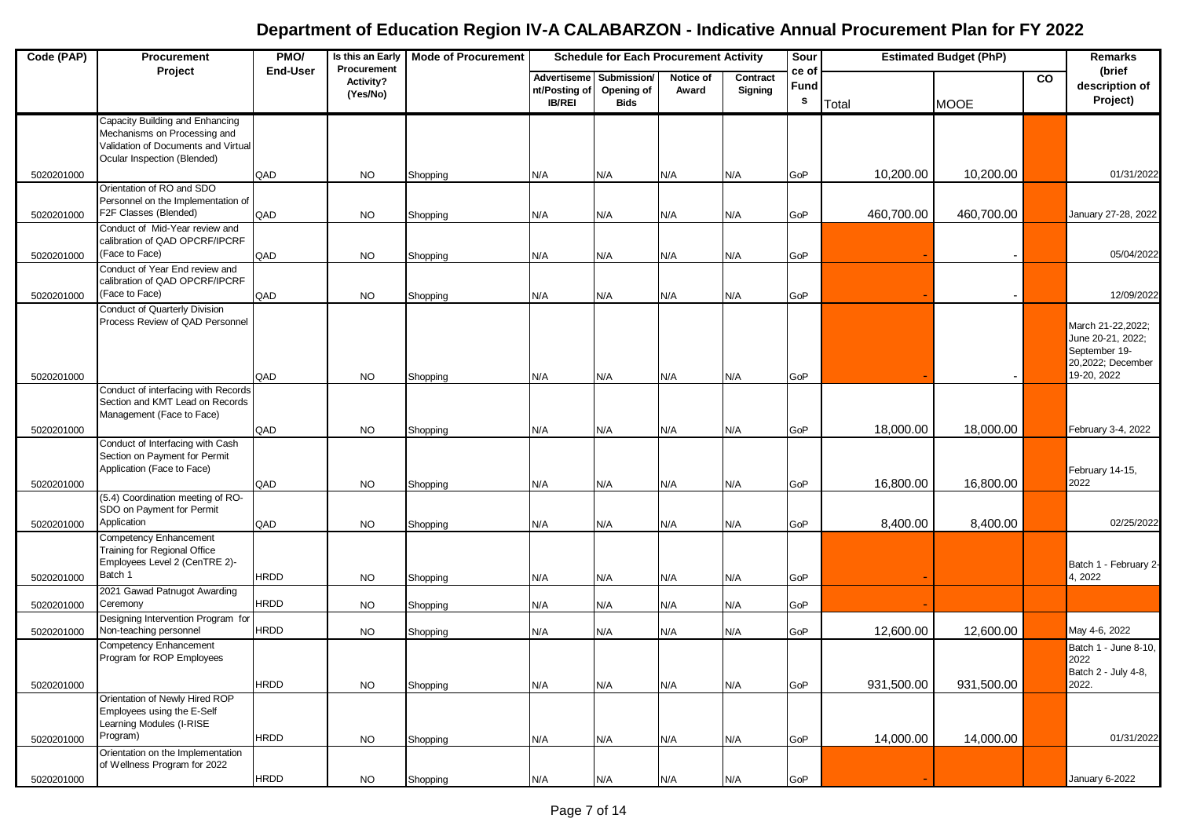# Department of Education Region IV-A CALABARZON - Indicative Annual Procurement Plan for FY 2022

| Code (PAP) | Procurement Project | PMO/ End-User | Is this an Early Procurement Activity? (Yes/No) | Mode of Procurement | Schedule for Each Procurement Activity | | | | Source of Funds | Estimated Budget (PhP) | | | Remarks (brief description of Project) |
|---|---|---|---|---|---|---|---|---|---|---|---|---|---|
| | | | | | Advertisement/Posting of IB/REI | Submission/ Opening of Bids | Notice of Award | Contract Signing | | Total | MOOE | CO | |
| 5020201000 | Capacity Building and Enhancing Mechanisms on Processing and Validation of Documents and Virtual Ocular Inspection (Blended) | QAD | NO | Shopping | N/A | N/A | N/A | N/A | GoP | 10,200.00 | 10,200.00 | | 01/31/2022 |
| 5020201000 | Orientation of RO and SDO Personnel on the Implementation of F2F Classes (Blended) | QAD | NO | Shopping | N/A | N/A | N/A | N/A | GoP | 460,700.00 | 460,700.00 | | January 27-28, 2022 |
| 5020201000 | Conduct of Mid-Year review and calibration of QAD OPCRF/IPCRF (Face to Face) | QAD | NO | Shopping | N/A | N/A | N/A | N/A | GoP | - | - | | 05/04/2022 |
| 5020201000 | Conduct of Year End review and calibration of QAD OPCRF/IPCRF (Face to Face) | QAD | NO | Shopping | N/A | N/A | N/A | N/A | GoP | - | - | | 12/09/2022 |
| 5020201000 | Conduct of Quarterly Division Process Review of QAD Personnel | QAD | NO | Shopping | N/A | N/A | N/A | N/A | GoP | - | - | | March 21-22,2022; June 20-21, 2022; September 19-20,2022; December 19-20, 2022 |
| 5020201000 | Conduct of interfacing with Records Section and KMT Lead on Records Management (Face to Face) | QAD | NO | Shopping | N/A | N/A | N/A | N/A | GoP | 18,000.00 | 18,000.00 | | February 3-4, 2022 |
| 5020201000 | Conduct of Interfacing with Cash Section on Payment for Permit Application (Face to Face) | QAD | NO | Shopping | N/A | N/A | N/A | N/A | GoP | 16,800.00 | 16,800.00 | | February 14-15, 2022 |
| 5020201000 | (5.4) Coordination meeting of RO-SDO on Payment for Permit Application | QAD | NO | Shopping | N/A | N/A | N/A | N/A | GoP | 8,400.00 | 8,400.00 | | 02/25/2022 |
| 5020201000 | Competency Enhancement Training for Regional Office Employees Level 2 (CenTRE 2)- Batch 1 | HRDD | NO | Shopping | N/A | N/A | N/A | N/A | GoP | - | | | Batch 1 - February 2-4, 2022 |
| 5020201000 | 2021 Gawad Patnugot Awarding Ceremony | HRDD | NO | Shopping | N/A | N/A | N/A | N/A | GoP | - | | | |
| 5020201000 | Designing Intervention Program for Non-teaching personnel | HRDD | NO | Shopping | N/A | N/A | N/A | N/A | GoP | 12,600.00 | 12,600.00 | | May 4-6, 2022 |
| 5020201000 | Competency Enhancement Program for ROP Employees | HRDD | NO | Shopping | N/A | N/A | N/A | N/A | GoP | 931,500.00 | 931,500.00 | | Batch 1 - June 8-10, 2022 Batch 2 - July 4-8, 2022. |
| 5020201000 | Orientation of Newly Hired ROP Employees using the E-Self Learning Modules (I-RISE Program) | HRDD | NO | Shopping | N/A | N/A | N/A | N/A | GoP | 14,000.00 | 14,000.00 | | 01/31/2022 |
| 5020201000 | Orientation on the Implementation of Wellness Program for 2022 | HRDD | NO | Shopping | N/A | N/A | N/A | N/A | GoP | - | | | January 6-2022 |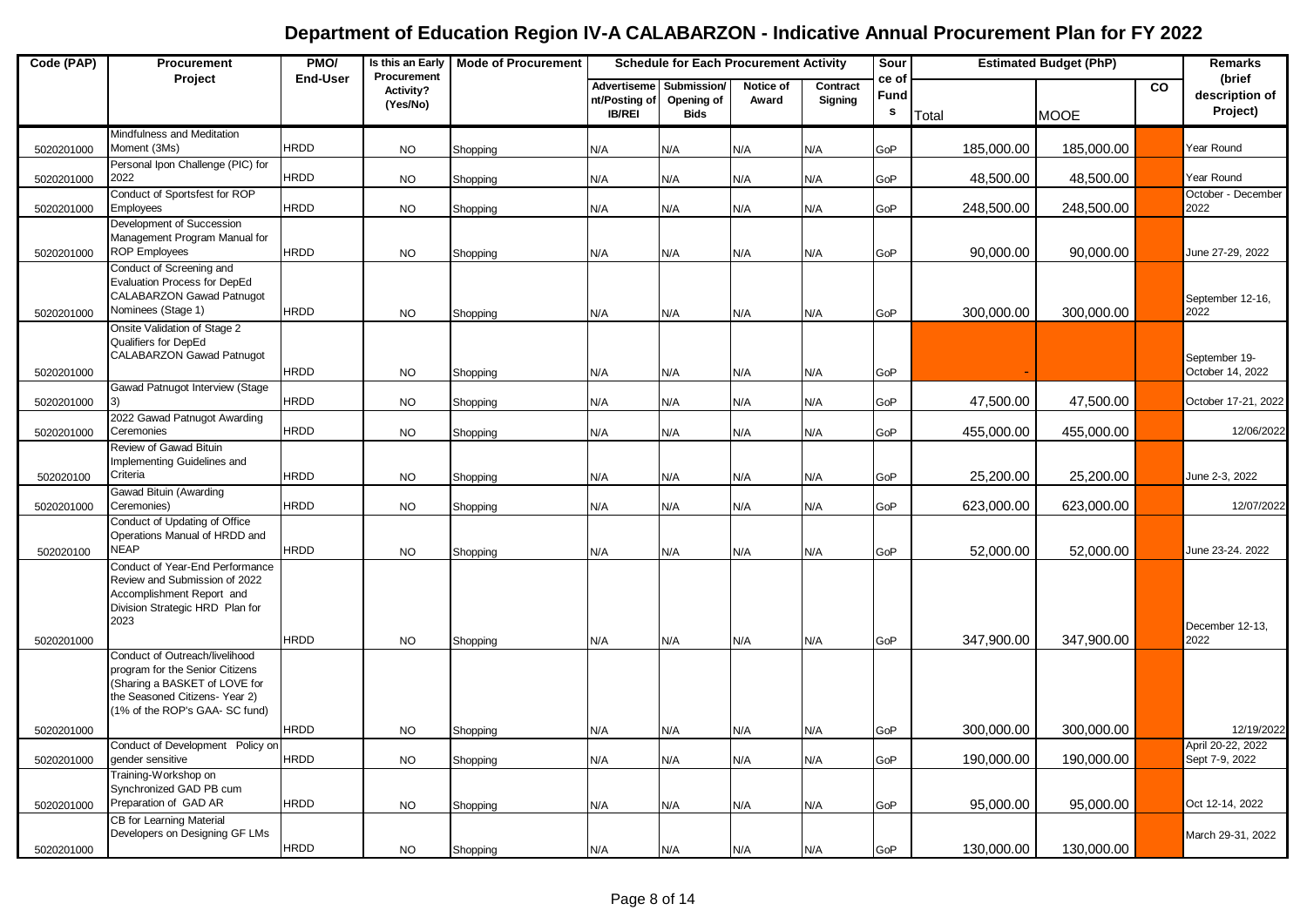# Department of Education Region IV-A CALABARZON - Indicative Annual Procurement Plan for FY 2022

| Code (PAP) | Procurement Project | PMO/ End-User | Is this an Early Procurement Activity? (Yes/No) | Mode of Procurement | Schedule for Each Procurement Activity | | | | Source of Funds | Estimated Budget (PhP) | | | Remarks (brief description of Project) |
|---|---|---|---|---|---|---|---|---|---|---|---|---|---|
| | | | | | Advertisement/Posting of IB/REI | Submission/ Opening of Bids | Notice of Award | Contract Signing | | Total | MOOE | CO | |
| 5020201000 | Mindfulness and Meditation Moment (3Ms) | HRDD | NO | Shopping | N/A | N/A | N/A | N/A | GoP | 185,000.00 | 185,000.00 | | Year Round |
| 5020201000 | Personal Ipon Challenge (PIC) for 2022 | HRDD | NO | Shopping | N/A | N/A | N/A | N/A | GoP | 48,500.00 | 48,500.00 | | Year Round |
| 5020201000 | Conduct of Sportsfest for ROP Employees | HRDD | NO | Shopping | N/A | N/A | N/A | N/A | GoP | 248,500.00 | 248,500.00 | | October - December 2022 |
| 5020201000 | Development of Succession Management Program Manual for ROP Employees | HRDD | NO | Shopping | N/A | N/A | N/A | N/A | GoP | 90,000.00 | 90,000.00 | | June 27-29, 2022 |
| 5020201000 | Conduct of Screening and Evaluation Process for DepEd CALABARZON Gawad Patnugot Nominees (Stage 1) | HRDD | NO | Shopping | N/A | N/A | N/A | N/A | GoP | 300,000.00 | 300,000.00 | | September 12-16, 2022 |
| 5020201000 | Onsite Validation of Stage 2 Qualifiers for DepEd CALABARZON Gawad Patnugot | HRDD | NO | Shopping | N/A | N/A | N/A | N/A | GoP | - | | | September 19- October 14, 2022 |
| 5020201000 | Gawad Patnugot Interview (Stage 3) | HRDD | NO | Shopping | N/A | N/A | N/A | N/A | GoP | 47,500.00 | 47,500.00 | | October 17-21, 2022 |
| 5020201000 | 2022 Gawad Patnugot Awarding Ceremonies | HRDD | NO | Shopping | N/A | N/A | N/A | N/A | GoP | 455,000.00 | 455,000.00 | | 12/06/2022 |
| 502020100 | Review of Gawad Bituin Implementing Guidelines and Criteria | HRDD | NO | Shopping | N/A | N/A | N/A | N/A | GoP | 25,200.00 | 25,200.00 | | June 2-3, 2022 |
| 5020201000 | Gawad Bituin (Awarding Ceremonies) | HRDD | NO | Shopping | N/A | N/A | N/A | N/A | GoP | 623,000.00 | 623,000.00 | | 12/07/2022 |
| 502020100 | Conduct of Updating of Office Operations Manual of HRDD and NEAP | HRDD | NO | Shopping | N/A | N/A | N/A | N/A | GoP | 52,000.00 | 52,000.00 | | June 23-24. 2022 |
| 5020201000 | Conduct of Year-End Performance Review and Submission of 2022 Accomplishment Report and Division Strategic HRD Plan for 2023 | HRDD | NO | Shopping | N/A | N/A | N/A | N/A | GoP | 347,900.00 | 347,900.00 | | December 12-13, 2022 |
| 5020201000 | Conduct of Outreach/livelihood program for the Senior Citizens (Sharing a BASKET of LOVE for the Seasoned Citizens- Year 2) (1% of the ROP's GAA- SC fund) | HRDD | NO | Shopping | N/A | N/A | N/A | N/A | GoP | 300,000.00 | 300,000.00 | | 12/19/2022 |
| 5020201000 | Conduct of Development Policy on gender sensitive | HRDD | NO | Shopping | N/A | N/A | N/A | N/A | GoP | 190,000.00 | 190,000.00 | | April 20-22, 2022 Sept 7-9, 2022 |
| 5020201000 | Training-Workshop on Synchronized GAD PB cum Preparation of GAD AR | HRDD | NO | Shopping | N/A | N/A | N/A | N/A | GoP | 95,000.00 | 95,000.00 | | Oct 12-14, 2022 |
| 5020201000 | CB for Learning Material Developers on Designing GF LMs | HRDD | NO | Shopping | N/A | N/A | N/A | N/A | GoP | 130,000.00 | 130,000.00 | | March 29-31, 2022 |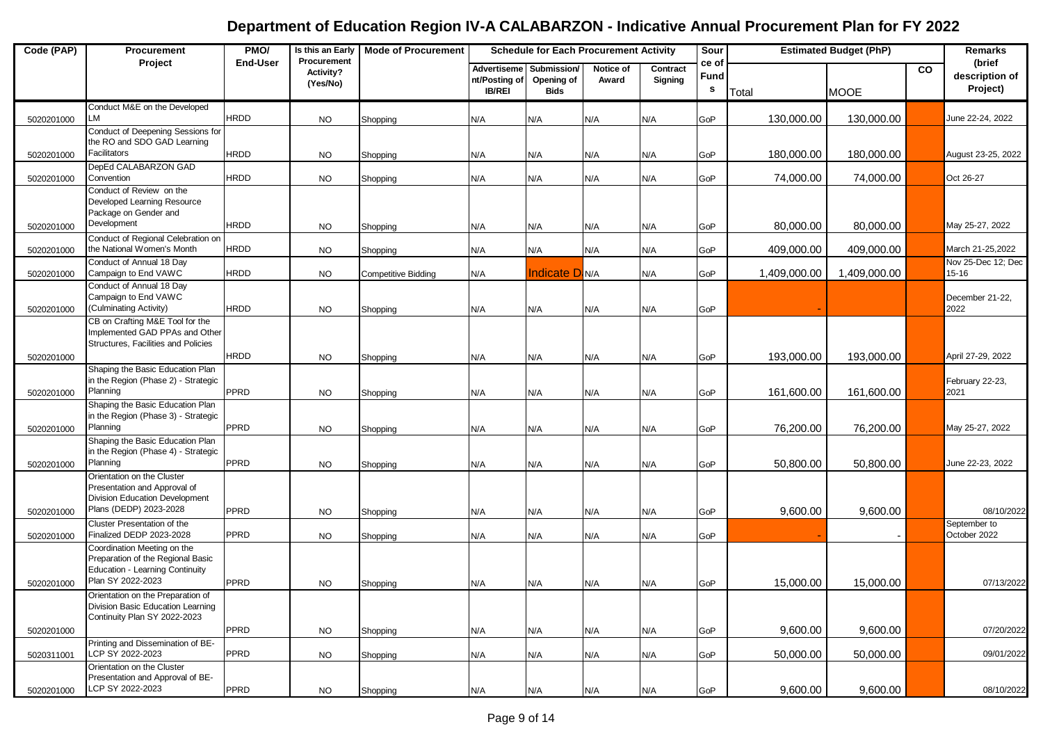# Department of Education Region IV-A CALABARZON - Indicative Annual Procurement Plan for FY 2022

| Code (PAP) | Procurement Project | PMO/ End-User | Is this an Early Procurement Activity? (Yes/No) | Mode of Procurement | Schedule for Each Procurement Activity | | | | Source of Funds | Estimated Budget (PhP) | | | Remarks (brief description of Project) |
|---|---|---|---|---|---|---|---|---|---|---|---|---|---|
| | | | | | Advertisement/Posting of IB/REI | Submission/ Opening of Bids | Notice of Award | Contract Signing | | Total | MOOE | CO | |
| 5020201000 | Conduct M&E on the Developed LM | HRDD | NO | Shopping | N/A | N/A | N/A | N/A | GoP | 130,000.00 | 130,000.00 | | June 22-24, 2022 |
| 5020201000 | Conduct of Deepening Sessions for the RO and SDO GAD Learning Facilitators | HRDD | NO | Shopping | N/A | N/A | N/A | N/A | GoP | 180,000.00 | 180,000.00 | | August 23-25, 2022 |
| 5020201000 | DepEd CALABARZON GAD Convention | HRDD | NO | Shopping | N/A | N/A | N/A | N/A | GoP | 74,000.00 | 74,000.00 | | Oct 26-27 |
| 5020201000 | Conduct of Review on the Developed Learning Resource Package on Gender and Development | HRDD | NO | Shopping | N/A | N/A | N/A | N/A | GoP | 80,000.00 | 80,000.00 | | May 25-27, 2022 |
| 5020201000 | Conduct of Regional Celebration on the National Women's Month | HRDD | NO | Shopping | N/A | N/A | N/A | N/A | GoP | 409,000.00 | 409,000.00 | | March 21-25,2022 |
| 5020201000 | Conduct of Annual 18 Day Campaign to End VAWC | HRDD | NO | Competitive Bidding | N/A | Indicate D | N/A | N/A | GoP | 1,409,000.00 | 1,409,000.00 | | Nov 25-Dec 12; Dec 15-16 |
| 5020201000 | Conduct of Annual 18 Day Campaign to End VAWC (Culminating Activity) | HRDD | NO | Shopping | N/A | N/A | N/A | N/A | GoP | - | | | December 21-22, 2022 |
| 5020201000 | CB on Crafting M&E Tool for the Implemented GAD PPAs and Other Structures, Facilities and Policies | HRDD | NO | Shopping | N/A | N/A | N/A | N/A | GoP | 193,000.00 | 193,000.00 | | April 27-29, 2022 |
| 5020201000 | Shaping the Basic Education Plan in the Region (Phase 2) - Strategic Planning | PPRD | NO | Shopping | N/A | N/A | N/A | N/A | GoP | 161,600.00 | 161,600.00 | | February 22-23, 2021 |
| 5020201000 | Shaping the Basic Education Plan in the Region (Phase 3) - Strategic Planning | PPRD | NO | Shopping | N/A | N/A | N/A | N/A | GoP | 76,200.00 | 76,200.00 | | May 25-27, 2022 |
| 5020201000 | Shaping the Basic Education Plan in the Region (Phase 4) - Strategic Planning | PPRD | NO | Shopping | N/A | N/A | N/A | N/A | GoP | 50,800.00 | 50,800.00 | | June 22-23, 2022 |
| 5020201000 | Orientation on the Cluster Presentation and Approval of Division Education Development Plans (DEDP) 2023-2028 | PPRD | NO | Shopping | N/A | N/A | N/A | N/A | GoP | 9,600.00 | 9,600.00 | | 08/10/2022 |
| 5020201000 | Cluster Presentation of the Finalized DEDP 2023-2028 | PPRD | NO | Shopping | N/A | N/A | N/A | N/A | GoP | - | - | | September to October 2022 |
| 5020201000 | Coordination Meeting on the Preparation of the Regional Basic Education - Learning Continuity Plan SY 2022-2023 | PPRD | NO | Shopping | N/A | N/A | N/A | N/A | GoP | 15,000.00 | 15,000.00 | | 07/13/2022 |
| 5020201000 | Orientation on the Preparation of Division Basic Education Learning Continuity Plan SY 2022-2023 | PPRD | NO | Shopping | N/A | N/A | N/A | N/A | GoP | 9,600.00 | 9,600.00 | | 07/20/2022 |
| 5020311001 | Printing and Dissemination of BE-LCP SY 2022-2023 | PPRD | NO | Shopping | N/A | N/A | N/A | N/A | GoP | 50,000.00 | 50,000.00 | | 09/01/2022 |
| 5020201000 | Orientation on the Cluster Presentation and Approval of BE-LCP SY 2022-2023 | PPRD | NO | Shopping | N/A | N/A | N/A | N/A | GoP | 9,600.00 | 9,600.00 | | 08/10/2022 |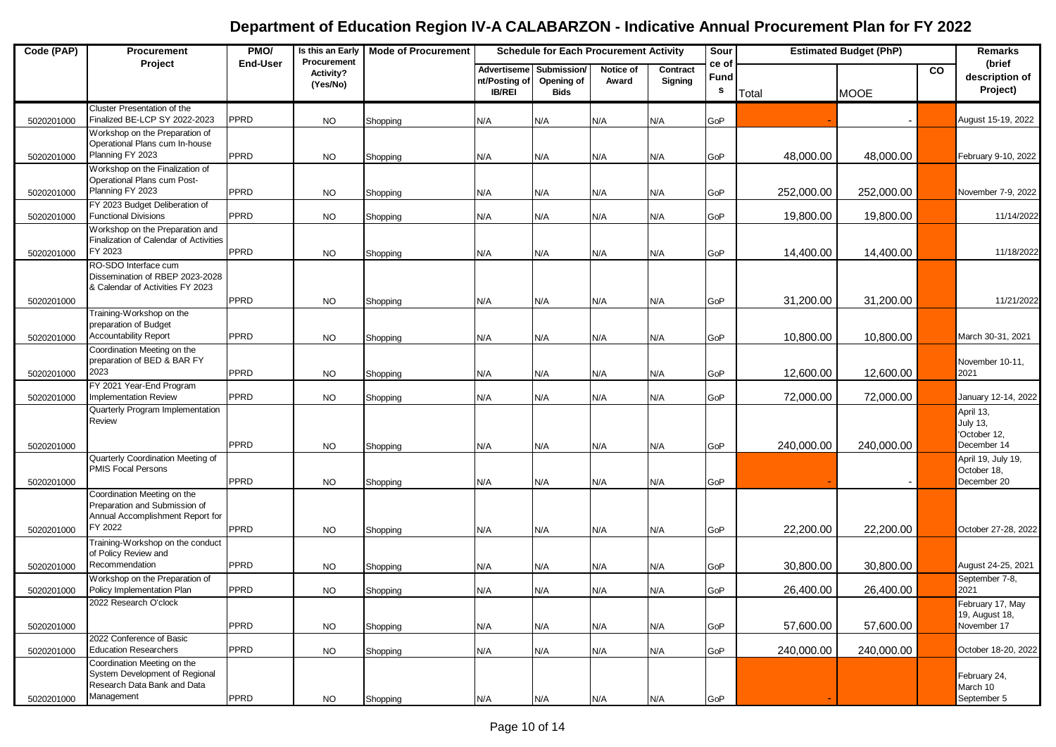# Department of Education Region IV-A CALABARZON - Indicative Annual Procurement Plan for FY 2022

| Code (PAP) | Procurement Project | PMO/ End-User | Is this an Early Procurement Activity? (Yes/No) | Mode of Procurement | Schedule for Each Procurement Activity | | | | Source of Funds | Estimated Budget (PhP) | | | Remarks (brief description of Project) |
|---|---|---|---|---|---|---|---|---|---|---|---|---|---|
| | | | | | Advertisement/Posting of IB/REI | Submission/ Opening of Bids | Notice of Award | Contract Signing | | Total | MOOE | CO | |
| 5020201000 | Cluster Presentation of the Finalized BE-LCP SY 2022-2023 | PPRD | NO | Shopping | N/A | N/A | N/A | N/A | GoP | - | - | | August 15-19, 2022 |
| 5020201000 | Workshop on the Preparation of Operational Plans cum In-house Planning FY 2023 | PPRD | NO | Shopping | N/A | N/A | N/A | N/A | GoP | 48,000.00 | 48,000.00 | | February 9-10, 2022 |
| 5020201000 | Workshop on the Finalization of Operational Plans cum Post-Planning FY 2023 | PPRD | NO | Shopping | N/A | N/A | N/A | N/A | GoP | 252,000.00 | 252,000.00 | | November 7-9, 2022 |
| 5020201000 | FY 2023 Budget Deliberation of Functional Divisions | PPRD | NO | Shopping | N/A | N/A | N/A | N/A | GoP | 19,800.00 | 19,800.00 | | 11/14/2022 |
| 5020201000 | Workshop on the Preparation and Finalization of Calendar of Activities FY 2023 | PPRD | NO | Shopping | N/A | N/A | N/A | N/A | GoP | 14,400.00 | 14,400.00 | | 11/18/2022 |
| 5020201000 | RO-SDO Interface cum Dissemination of RBEP 2023-2028 & Calendar of Activities FY 2023 | PPRD | NO | Shopping | N/A | N/A | N/A | N/A | GoP | 31,200.00 | 31,200.00 | | 11/21/2022 |
| 5020201000 | Training-Workshop on the preparation of Budget Accountability Report | PPRD | NO | Shopping | N/A | N/A | N/A | N/A | GoP | 10,800.00 | 10,800.00 | | March 30-31, 2021 |
| 5020201000 | Coordination Meeting on the preparation of BED & BAR FY 2023 | PPRD | NO | Shopping | N/A | N/A | N/A | N/A | GoP | 12,600.00 | 12,600.00 | | November 10-11, 2021 |
| 5020201000 | FY 2021 Year-End Program Implementation Review | PPRD | NO | Shopping | N/A | N/A | N/A | N/A | GoP | 72,000.00 | 72,000.00 | | January 12-14, 2022 |
| 5020201000 | Quarterly Program Implementation Review | PPRD | NO | Shopping | N/A | N/A | N/A | N/A | GoP | 240,000.00 | 240,000.00 | | April 13, July 13, 'October 12, December 14 |
| 5020201000 | Quarterly Coordination Meeting of PMIS Focal Persons | PPRD | NO | Shopping | N/A | N/A | N/A | N/A | GoP | - | - | | April 19, July 19, October 18, December 20 |
| 5020201000 | Coordination Meeting on the Preparation and Submission of Annual Accomplishment Report for FY 2022 | PPRD | NO | Shopping | N/A | N/A | N/A | N/A | GoP | 22,200.00 | 22,200.00 | | October 27-28, 2022 |
| 5020201000 | Training-Workshop on the conduct of Policy Review and Recommendation | PPRD | NO | Shopping | N/A | N/A | N/A | N/A | GoP | 30,800.00 | 30,800.00 | | August 24-25, 2021 |
| 5020201000 | Workshop on the Preparation of Policy Implementation Plan | PPRD | NO | Shopping | N/A | N/A | N/A | N/A | GoP | 26,400.00 | 26,400.00 | | September 7-8, 2021 |
| 5020201000 | 2022 Research O'clock | PPRD | NO | Shopping | N/A | N/A | N/A | N/A | GoP | 57,600.00 | 57,600.00 | | February 17, May 19, August 18, November 17 |
| 5020201000 | 2022 Conference of Basic Education Researchers | PPRD | NO | Shopping | N/A | N/A | N/A | N/A | GoP | 240,000.00 | 240,000.00 | | October 18-20, 2022 |
| 5020201000 | Coordination Meeting on the System Development of Regional Research Data Bank and Data Management | PPRD | NO | Shopping | N/A | N/A | N/A | N/A | GoP | - | | | February 24, March 10 September 5 |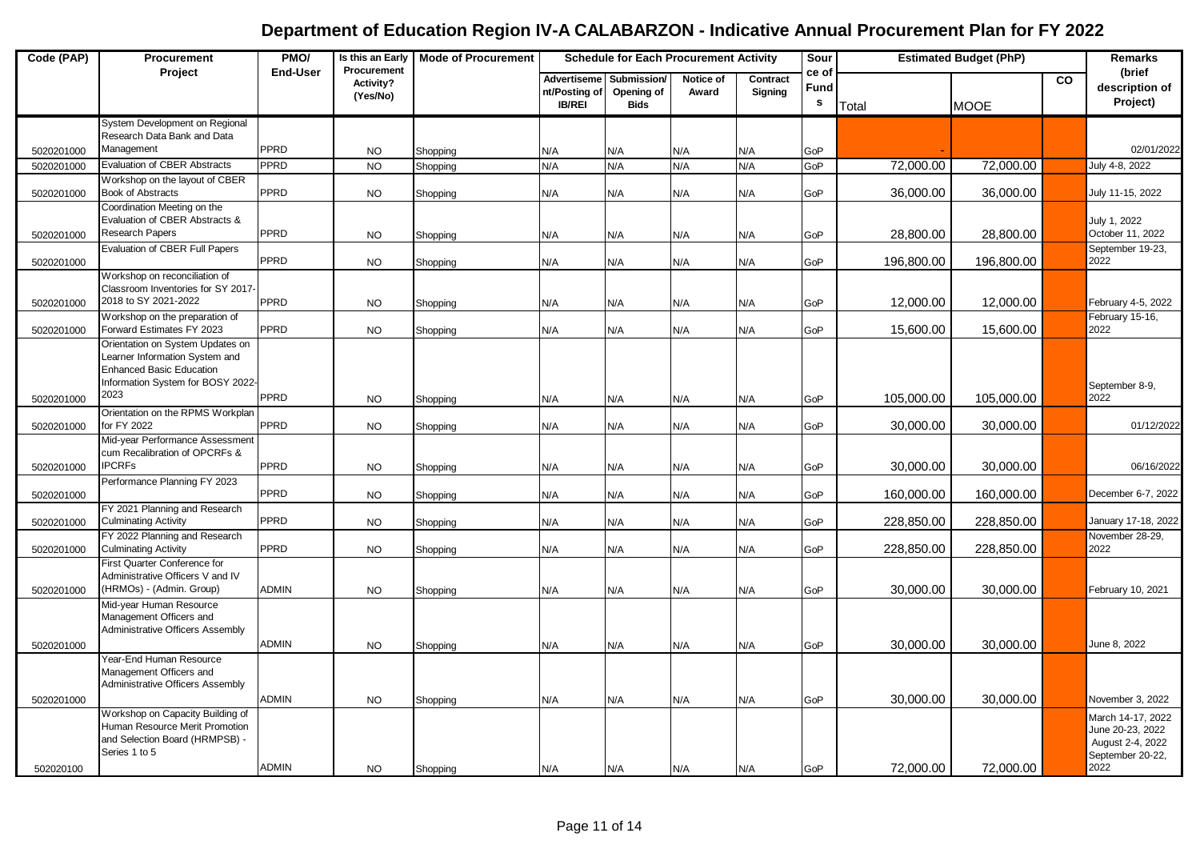# Department of Education Region IV-A CALABARZON - Indicative Annual Procurement Plan for FY 2022

| Code (PAP) | Procurement Project | PMO/ End-User | Is this an Early Procurement Activity? (Yes/No) | Mode of Procurement | Schedule for Each Procurement Activity | | | | Source of Funds | Estimated Budget (PhP) | | | Remarks (brief description of Project) |
|---|---|---|---|---|---|---|---|---|---|---|---|---|---|
| | | | | | Advertisement/Posting of IB/REI | Submission/ Opening of Bids | Notice of Award | Contract Signing | | Total | MOOE | CO | |
| 5020201000 | System Development on Regional Research Data Bank and Data Management | PPRD | NO | Shopping | N/A | N/A | N/A | N/A | GoP | - | | | 02/01/2022 |
| 5020201000 | Evaluation of CBER Abstracts | PPRD | NO | Shopping | N/A | N/A | N/A | N/A | GoP | 72,000.00 | 72,000.00 | | July 4-8, 2022 |
| 5020201000 | Workshop on the layout of CBER Book of Abstracts | PPRD | NO | Shopping | N/A | N/A | N/A | N/A | GoP | 36,000.00 | 36,000.00 | | July 11-15, 2022 |
| 5020201000 | Coordination Meeting on the Evaluation of CBER Abstracts & Research Papers | PPRD | NO | Shopping | N/A | N/A | N/A | N/A | GoP | 28,800.00 | 28,800.00 | | July 1, 2022 October 11, 2022 |
| 5020201000 | Evaluation of CBER Full Papers | PPRD | NO | Shopping | N/A | N/A | N/A | N/A | GoP | 196,800.00 | 196,800.00 | | September 19-23, 2022 |
| 5020201000 | Workshop on reconciliation of Classroom Inventories for SY 2017-2018 to SY 2021-2022 | PPRD | NO | Shopping | N/A | N/A | N/A | N/A | GoP | 12,000.00 | 12,000.00 | | February 4-5, 2022 |
| 5020201000 | Workshop on the preparation of Forward Estimates FY 2023 | PPRD | NO | Shopping | N/A | N/A | N/A | N/A | GoP | 15,600.00 | 15,600.00 | | February 15-16, 2022 |
| 5020201000 | Orientation on System Updates on Learner Information System and Enhanced Basic Education Information System for BOSY 2022-2023 | PPRD | NO | Shopping | N/A | N/A | N/A | N/A | GoP | 105,000.00 | 105,000.00 | | September 8-9, 2022 |
| 5020201000 | Orientation on the RPMS Workplan for FY 2022 | PPRD | NO | Shopping | N/A | N/A | N/A | N/A | GoP | 30,000.00 | 30,000.00 | | 01/12/2022 |
| 5020201000 | Mid-year Performance Assessment cum Recalibration of OPCRFs & IPCRFs | PPRD | NO | Shopping | N/A | N/A | N/A | N/A | GoP | 30,000.00 | 30,000.00 | | 06/16/2022 |
| 5020201000 | Performance Planning FY 2023 | PPRD | NO | Shopping | N/A | N/A | N/A | N/A | GoP | 160,000.00 | 160,000.00 | | December 6-7, 2022 |
| 5020201000 | FY 2021 Planning and Research Culminating Activity | PPRD | NO | Shopping | N/A | N/A | N/A | N/A | GoP | 228,850.00 | 228,850.00 | | January 17-18, 2022 |
| 5020201000 | FY 2022 Planning and Research Culminating Activity | PPRD | NO | Shopping | N/A | N/A | N/A | N/A | GoP | 228,850.00 | 228,850.00 | | November 28-29, 2022 |
| 5020201000 | First Quarter Conference for Administrative Officers V and IV (HRMOs) - (Admin. Group) | ADMIN | NO | Shopping | N/A | N/A | N/A | N/A | GoP | 30,000.00 | 30,000.00 | | February 10, 2021 |
| 5020201000 | Mid-year Human Resource Management Officers and Administrative Officers Assembly | ADMIN | NO | Shopping | N/A | N/A | N/A | N/A | GoP | 30,000.00 | 30,000.00 | | June 8, 2022 |
| 5020201000 | Year-End Human Resource Management Officers and Administrative Officers Assembly | ADMIN | NO | Shopping | N/A | N/A | N/A | N/A | GoP | 30,000.00 | 30,000.00 | | November 3, 2022 |
| 502020100 | Workshop on Capacity Building of Human Resource Merit Promotion and Selection Board (HRMPSB) - Series 1 to 5 | ADMIN | NO | Shopping | N/A | N/A | N/A | N/A | GoP | 72,000.00 | 72,000.00 | | March 14-17, 2022 June 20-23, 2022 August 2-4, 2022 September 20-22, 2022 |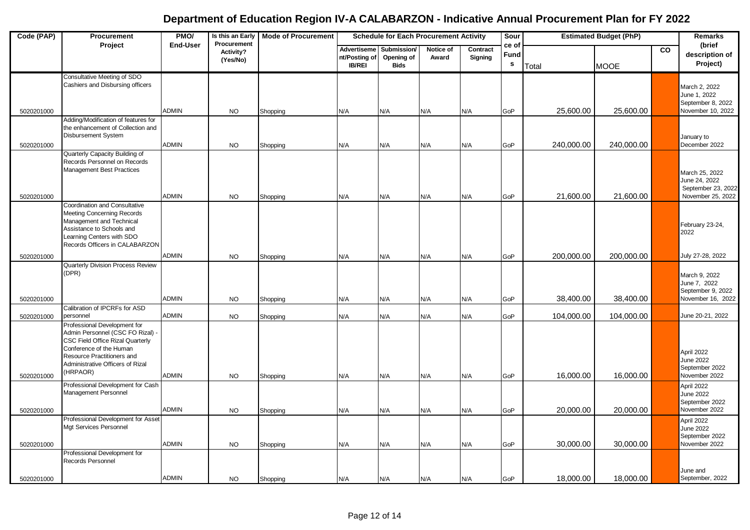# Department of Education Region IV-A CALABARZON - Indicative Annual Procurement Plan for FY 2022

| Code (PAP) | Procurement Project | PMO/ End-User | Is this an Early Procurement Activity? (Yes/No) | Mode of Procurement | Schedule for Each Procurement Activity | | | | Source of Funds | Estimated Budget (PhP) | | | Remarks (brief description of Project) |
|---|---|---|---|---|---|---|---|---|---|---|---|---|---|
| | | | | | Advertisement/Posting of IB/REI | Submission/ Opening of Bids | Notice of Award | Contract Signing | | Total | MOOE | CO | |
| 5020201000 | Consultative Meeting of SDO Cashiers and Disbursing officers | ADMIN | NO | Shopping | N/A | N/A | N/A | N/A | GoP | 25,600.00 | 25,600.00 | | March 2, 2022 June 1, 2022 September 8, 2022 November 10, 2022 |
| 5020201000 | Adding/Modification of features for the enhancement of Collection and Disbursement System | ADMIN | NO | Shopping | N/A | N/A | N/A | N/A | GoP | 240,000.00 | 240,000.00 | | January to December 2022 |
| 5020201000 | Quarterly Capacity Building of Records Personnel on Records Management Best Practices | ADMIN | NO | Shopping | N/A | N/A | N/A | N/A | GoP | 21,600.00 | 21,600.00 | | March 25, 2022 June 24, 2022 September 23, 2022 November 25, 2022 |
| 5020201000 | Coordination and Consultative Meeting Concerning Records Management and Technical Assistance to Schools and Learning Centers with SDO Records Officers in CALABARZON | ADMIN | NO | Shopping | N/A | N/A | N/A | N/A | GoP | 200,000.00 | 200,000.00 | | February 23-24, 2022 July 27-28, 2022 |
| 5020201000 | Quarterly Division Process Review (DPR) | ADMIN | NO | Shopping | N/A | N/A | N/A | N/A | GoP | 38,400.00 | 38,400.00 | | March 9, 2022 June 7, 2022 September 9, 2022 November 16, 2022 |
| 5020201000 | Calibration of IPCRFs for ASD personnel | ADMIN | NO | Shopping | N/A | N/A | N/A | N/A | GoP | 104,000.00 | 104,000.00 | | June 20-21, 2022 |
| 5020201000 | Professional Development for Admin Personnel (CSC FO Rizal) - CSC Field Office Rizal Quarterly Conference of the Human Resource Practitioners and Administrative Officers of Rizal (HRPAOR) | ADMIN | NO | Shopping | N/A | N/A | N/A | N/A | GoP | 16,000.00 | 16,000.00 | | April 2022 June 2022 September 2022 November 2022 |
| 5020201000 | Professional Development for Cash Management Personnel | ADMIN | NO | Shopping | N/A | N/A | N/A | N/A | GoP | 20,000.00 | 20,000.00 | | April 2022 June 2022 September 2022 November 2022 |
| 5020201000 | Professional Development for Asset Mgt Services Personnel | ADMIN | NO | Shopping | N/A | N/A | N/A | N/A | GoP | 30,000.00 | 30,000.00 | | April 2022 June 2022 September 2022 November 2022 |
| 5020201000 | Professional Development for Records Personnel | ADMIN | NO | Shopping | N/A | N/A | N/A | N/A | GoP | 18,000.00 | 18,000.00 | | June and September, 2022 |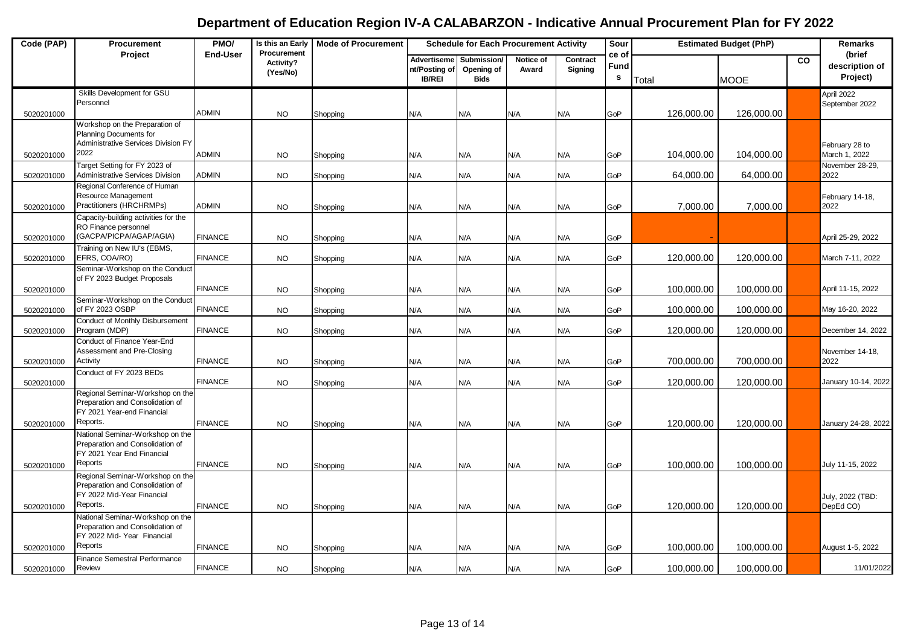# Department of Education Region IV-A CALABARZON - Indicative Annual Procurement Plan for FY 2022

| Code (PAP) | Procurement Project | PMO/ End-User | Is this an Early Procurement Activity? (Yes/No) | Mode of Procurement | Schedule for Each Procurement Activity | | | | Source of Funds | Estimated Budget (PhP) | | | Remarks (brief description of Project) |
|---|---|---|---|---|---|---|---|---|---|---|---|---|---|
| | | | | | Advertisement/Posting of IB/REI | Submission/ Opening of Bids | Notice of Award | Contract Signing | | Total | MOOE | CO | |
| 5020201000 | Skills Development for GSU Personnel | ADMIN | NO | Shopping | N/A | N/A | N/A | N/A | GoP | 126,000.00 | 126,000.00 | | April 2022 September 2022 |
| 5020201000 | Workshop on the Preparation of Planning Documents for Administrative Services Division FY 2022 | ADMIN | NO | Shopping | N/A | N/A | N/A | N/A | GoP | 104,000.00 | 104,000.00 | | February 28 to March 1, 2022 |
| 5020201000 | Target Setting for FY 2023 of Administrative Services Division | ADMIN | NO | Shopping | N/A | N/A | N/A | N/A | GoP | 64,000.00 | 64,000.00 | | November 28-29, 2022 |
| 5020201000 | Regional Conference of Human Resource Management Practitioners (HRCHRMPs) | ADMIN | NO | Shopping | N/A | N/A | N/A | N/A | GoP | 7,000.00 | 7,000.00 | | February 14-18, 2022 |
| 5020201000 | Capacity-building activities for the RO Finance personnel (GACPA/PICPA/AGAP/AGIA) | FINANCE | NO | Shopping | N/A | N/A | N/A | N/A | GoP | - | | | April 25-29, 2022 |
| 5020201000 | Training on New IU's (EBMS, EFRS, COA/RO) | FINANCE | NO | Shopping | N/A | N/A | N/A | N/A | GoP | 120,000.00 | 120,000.00 | | March 7-11, 2022 |
| 5020201000 | Seminar-Workshop on the Conduct of FY 2023 Budget Proposals | FINANCE | NO | Shopping | N/A | N/A | N/A | N/A | GoP | 100,000.00 | 100,000.00 | | April 11-15, 2022 |
| 5020201000 | Seminar-Workshop on the Conduct of FY 2023 OSBP | FINANCE | NO | Shopping | N/A | N/A | N/A | N/A | GoP | 100,000.00 | 100,000.00 | | May 16-20, 2022 |
| 5020201000 | Conduct of Monthly Disbursement Program (MDP) | FINANCE | NO | Shopping | N/A | N/A | N/A | N/A | GoP | 120,000.00 | 120,000.00 | | December 14, 2022 |
| 5020201000 | Conduct of Finance Year-End Assessment and Pre-Closing Activity | FINANCE | NO | Shopping | N/A | N/A | N/A | N/A | GoP | 700,000.00 | 700,000.00 | | November 14-18, 2022 |
| 5020201000 | Conduct of FY 2023 BEDs | FINANCE | NO | Shopping | N/A | N/A | N/A | N/A | GoP | 120,000.00 | 120,000.00 | | January 10-14, 2022 |
| 5020201000 | Regional Seminar-Workshop on the Preparation and Consolidation of FY 2021 Year-end Financial Reports. | FINANCE | NO | Shopping | N/A | N/A | N/A | N/A | GoP | 120,000.00 | 120,000.00 | | January 24-28, 2022 |
| 5020201000 | National Seminar-Workshop on the Preparation and Consolidation of FY 2021 Year End Financial Reports | FINANCE | NO | Shopping | N/A | N/A | N/A | N/A | GoP | 100,000.00 | 100,000.00 | | July 11-15, 2022 |
| 5020201000 | Regional Seminar-Workshop on the Preparation and Consolidation of FY 2022 Mid-Year Financial Reports. | FINANCE | NO | Shopping | N/A | N/A | N/A | N/A | GoP | 120,000.00 | 120,000.00 | | July, 2022 (TBD: DepEd CO) |
| 5020201000 | National Seminar-Workshop on the Preparation and Consolidation of FY 2022 Mid- Year Financial Reports | FINANCE | NO | Shopping | N/A | N/A | N/A | N/A | GoP | 100,000.00 | 100,000.00 | | August 1-5, 2022 |
| 5020201000 | Finance Semestral Performance Review | FINANCE | NO | Shopping | N/A | N/A | N/A | N/A | GoP | 100,000.00 | 100,000.00 | | 11/01/2022 |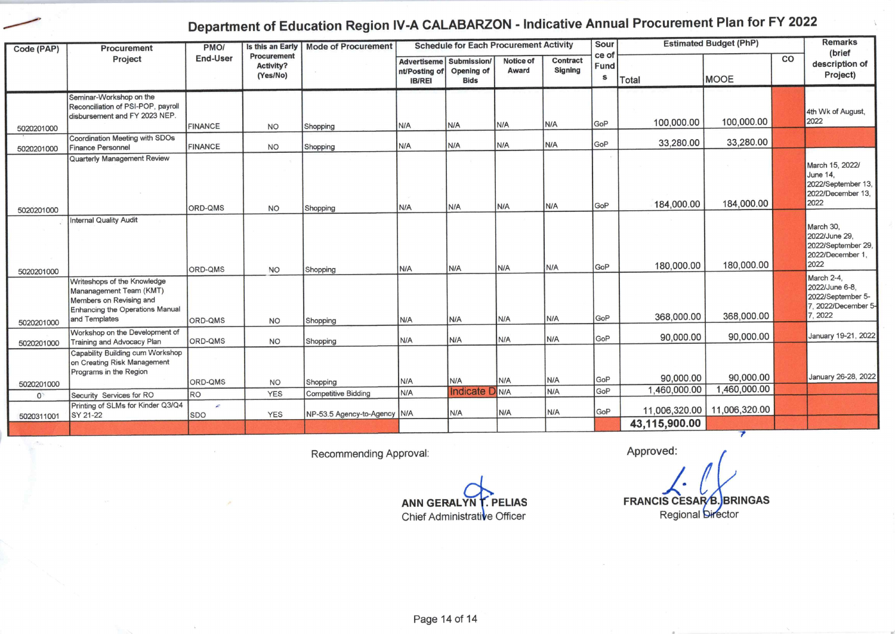# Department of Education Region IV-A CALABARZON - Indicative Annual Procurement Plan for FY 2022

| Code (PAP) | Procurement Project | PMO/ End-User | Is this an Early Procurement Activity? (Yes/No) | Mode of Procurement | Schedule for Each Procurement Activity | | | | Source of Funds | Estimated Budget (PhP) | | | Remarks (brief description of Project) |
|---|---|---|---|---|---|---|---|---|---|---|---|---|---|
| | | | | | Advertisement/Posting of IB/REI | Submission/ Opening of Bids | Notice of Award | Contract Signing | | Total | MOOE | CO | |
| 5020201000 | Seminar-Workshop on the Reconciliation of PSI-POP, payroll disbursement and FY 2023 NEP. | FINANCE | NO | Shopping | N/A | N/A | N/A | N/A | GoP | 100,000.00 | 100,000.00 | | 4th Wk of August, 2022 |
| 5020201000 | Coordination Meeting with SDOs Finance Personnel | FINANCE | NO | Shopping | N/A | N/A | N/A | N/A | GoP | 33,280.00 | 33,280.00 | | |
| 5020201000 | Quarterly Management Review | ORD-QMS | NO | Shopping | N/A | N/A | N/A | N/A | GoP | 184,000.00 | 184,000.00 | | March 15, 2022/ June 14, 2022/September 13, 2022/December 13, 2022 |
| 5020201000 | Internal Quality Audit | ORD-QMS | NO | Shopping | N/A | N/A | N/A | N/A | GoP | 180,000.00 | 180,000.00 | | March 30, 2022/June 29, 2022/September 29, 2022/December 1, 2022 |
| 5020201000 | Writeshops of the Knowledge Mananagement Team (KMT) Members on Revising and Enhancing the Operations Manual and Templates | ORD-QMS | NO | Shopping | N/A | N/A | N/A | N/A | GoP | 368,000.00 | 368,000.00 | | March 2-4, 2022/June 6-8, 2022/September 5-7, 2022/December 5-7, 2022 |
| 5020201000 | Workshop on the Development of Training and Advocacy Plan | ORD-QMS | NO | Shopping | N/A | N/A | N/A | N/A | GoP | 90,000.00 | 90,000.00 | | January 19-21, 2022 |
| 5020201000 | Capability Building cum Workshop on Creating Risk Management Programs in the Region | ORD-QMS | NO | Shopping | N/A | N/A | N/A | N/A | GoP | 90,000.00 | 90,000.00 | | January 26-28, 2022 |
| 0 | Security Services for RO | RO | YES | Competitive Bidding | N/A | Indicate D | N/A | N/A | GoP | 1,460,000.00 | 1,460,000.00 | | |
| 5020311001 | Printing of SLMs for Kinder Q3/Q4 SY 21-22 | SDO | YES | NP-53.5 Agency-to-Agency | N/A | N/A | N/A | N/A | GoP | 11,006,320.00 | 11,006,320.00 | | |
| | | | | | | | | | | **43,115,900.00** | | | |

Recommending Approval:

**ANN GERALYN T. PELIAS**
Chief Administrative Officer

Approved:

**FRANCIS CESAR B. BRINGAS**
Regional Director